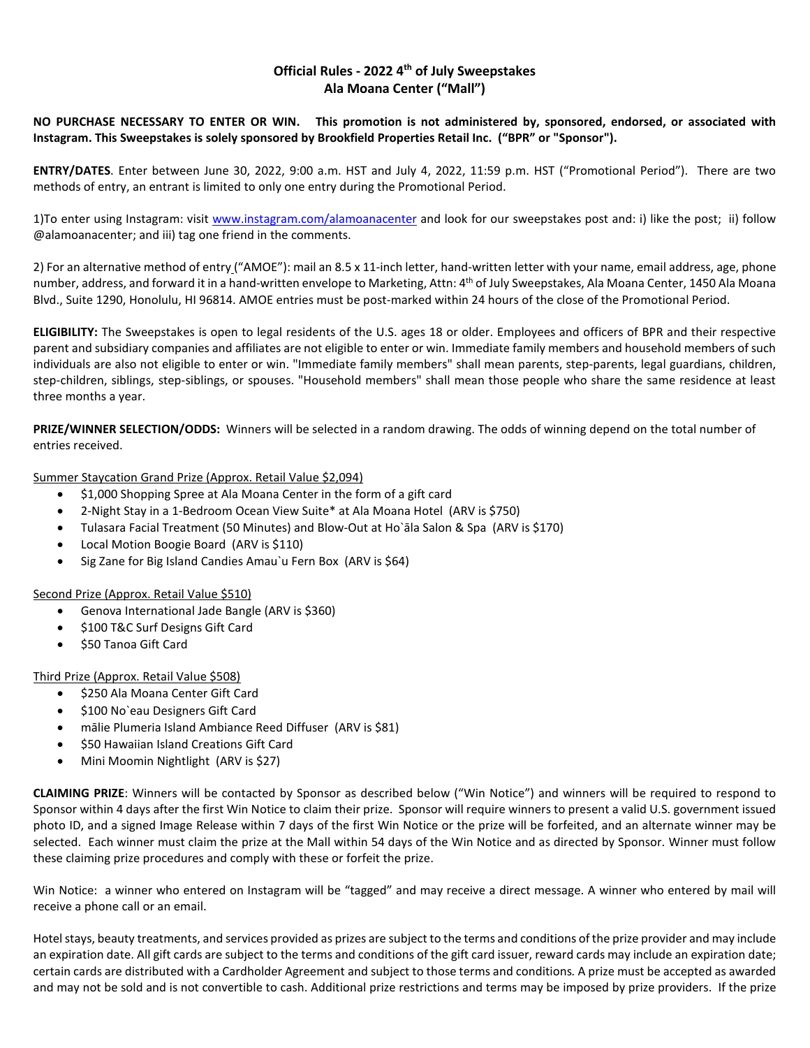# Official Rules - 2022 4th of July Sweepstakes
## Ala Moana Center ("Mall")

**NO PURCHASE NECESSARY TO ENTER OR WIN. This promotion is not administered by, sponsored, endorsed, or associated with Instagram. This Sweepstakes is solely sponsored by Brookfield Properties Retail Inc. ("BPR" or "Sponsor").**

**ENTRY/DATES**. Enter between June 30, 2022, 9:00 a.m. HST and July 4, 2022, 11:59 p.m. HST ("Promotional Period"). There are two methods of entry, an entrant is limited to only one entry during the Promotional Period.

1)To enter using Instagram: visit www.instagram.com/alamoanacenter and look for our sweepstakes post and: i) like the post; ii) follow @alamoanacenter; and iii) tag one friend in the comments.

2) For an alternative method of entry ("AMOE"): mail an 8.5 x 11-inch letter, hand-written letter with your name, email address, age, phone number, address, and forward it in a hand-written envelope to Marketing, Attn: 4th of July Sweepstakes, Ala Moana Center, 1450 Ala Moana Blvd., Suite 1290, Honolulu, HI 96814. AMOE entries must be post-marked within 24 hours of the close of the Promotional Period.

**ELIGIBILITY:** The Sweepstakes is open to legal residents of the U.S. ages 18 or older. Employees and officers of BPR and their respective parent and subsidiary companies and affiliates are not eligible to enter or win. Immediate family members and household members of such individuals are also not eligible to enter or win. "Immediate family members" shall mean parents, step-parents, legal guardians, children, step-children, siblings, step-siblings, or spouses. "Household members" shall mean those people who share the same residence at least three months a year.

**PRIZE/WINNER SELECTION/ODDS:** Winners will be selected in a random drawing. The odds of winning depend on the total number of entries received.

Summer Staycation Grand Prize (Approx. Retail Value $2,094)

- $1,000 Shopping Spree at Ala Moana Center in the form of a gift card
- 2-Night Stay in a 1-Bedroom Ocean View Suite* at Ala Moana Hotel (ARV is $750)
- Tulasara Facial Treatment (50 Minutes) and Blow-Out at Ho`āla Salon & Spa (ARV is $170)
- Local Motion Boogie Board (ARV is $110)
- Sig Zane for Big Island Candies Amau`u Fern Box (ARV is $64)

Second Prize (Approx. Retail Value $510)

- Genova International Jade Bangle (ARV is $360)
- $100 T&C Surf Designs Gift Card
- $50 Tanoa Gift Card

Third Prize (Approx. Retail Value $508)

- $250 Ala Moana Center Gift Card
- $100 No`eau Designers Gift Card
- mālie Plumeria Island Ambiance Reed Diffuser (ARV is $81)
- $50 Hawaiian Island Creations Gift Card
- Mini Moomin Nightlight (ARV is $27)

**CLAIMING PRIZE**: Winners will be contacted by Sponsor as described below ("Win Notice") and winners will be required to respond to Sponsor within 4 days after the first Win Notice to claim their prize. Sponsor will require winners to present a valid U.S. government issued photo ID, and a signed Image Release within 7 days of the first Win Notice or the prize will be forfeited, and an alternate winner may be selected. Each winner must claim the prize at the Mall within 54 days of the Win Notice and as directed by Sponsor. Winner must follow these claiming prize procedures and comply with these or forfeit the prize.

Win Notice: a winner who entered on Instagram will be "tagged" and may receive a direct message. A winner who entered by mail will receive a phone call or an email.

Hotel stays, beauty treatments, and services provided as prizes are subject to the terms and conditions of the prize provider and may include an expiration date. All gift cards are subject to the terms and conditions of the gift card issuer, reward cards may include an expiration date; certain cards are distributed with a Cardholder Agreement and subject to those terms and conditions. A prize must be accepted as awarded and may not be sold and is not convertible to cash. Additional prize restrictions and terms may be imposed by prize providers. If the prize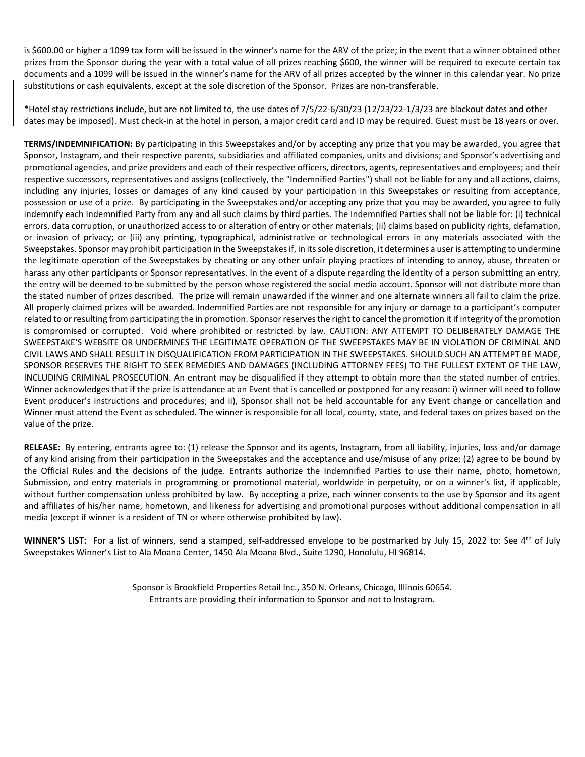is $600.00 or higher a 1099 tax form will be issued in the winner's name for the ARV of the prize; in the event that a winner obtained other prizes from the Sponsor during the year with a total value of all prizes reaching $600, the winner will be required to execute certain tax documents and a 1099 will be issued in the winner's name for the ARV of all prizes accepted by the winner in this calendar year. No prize substitutions or cash equivalents, except at the sole discretion of the Sponsor. Prizes are non-transferable.

*Hotel stay restrictions include, but are not limited to, the use dates of 7/5/22-6/30/23 (12/23/22-1/3/23 are blackout dates and other dates may be imposed). Must check-in at the hotel in person, a major credit card and ID may be required. Guest must be 18 years or over.

**TERMS/INDEMNIFICATION:** By participating in this Sweepstakes and/or by accepting any prize that you may be awarded, you agree that Sponsor, Instagram, and their respective parents, subsidiaries and affiliated companies, units and divisions; and Sponsor's advertising and promotional agencies, and prize providers and each of their respective officers, directors, agents, representatives and employees; and their respective successors, representatives and assigns (collectively, the "Indemnified Parties") shall not be liable for any and all actions, claims, including any injuries, losses or damages of any kind caused by your participation in this Sweepstakes or resulting from acceptance, possession or use of a prize. By participating in the Sweepstakes and/or accepting any prize that you may be awarded, you agree to fully indemnify each Indemnified Party from any and all such claims by third parties. The Indemnified Parties shall not be liable for: (i) technical errors, data corruption, or unauthorized access to or alteration of entry or other materials; (ii) claims based on publicity rights, defamation, or invasion of privacy; or (iii) any printing, typographical, administrative or technological errors in any materials associated with the Sweepstakes. Sponsor may prohibit participation in the Sweepstakes if, in its sole discretion, it determines a user is attempting to undermine the legitimate operation of the Sweepstakes by cheating or any other unfair playing practices of intending to annoy, abuse, threaten or harass any other participants or Sponsor representatives. In the event of a dispute regarding the identity of a person submitting an entry, the entry will be deemed to be submitted by the person whose registered the social media account. Sponsor will not distribute more than the stated number of prizes described. The prize will remain unawarded if the winner and one alternate winners all fail to claim the prize. All properly claimed prizes will be awarded. Indemnified Parties are not responsible for any injury or damage to a participant's computer related to or resulting from participating the in promotion. Sponsor reserves the right to cancel the promotion it if integrity of the promotion is compromised or corrupted. Void where prohibited or restricted by law. CAUTION: ANY ATTEMPT TO DELIBERATELY DAMAGE THE SWEEPSTAKE'S WEBSITE OR UNDERMINES THE LEGITIMATE OPERATION OF THE SWEEPSTAKES MAY BE IN VIOLATION OF CRIMINAL AND CIVIL LAWS AND SHALL RESULT IN DISQUALIFICATION FROM PARTICIPATION IN THE SWEEPSTAKES. SHOULD SUCH AN ATTEMPT BE MADE, SPONSOR RESERVES THE RIGHT TO SEEK REMEDIES AND DAMAGES (INCLUDING ATTORNEY FEES) TO THE FULLEST EXTENT OF THE LAW, INCLUDING CRIMINAL PROSECUTION. An entrant may be disqualified if they attempt to obtain more than the stated number of entries. Winner acknowledges that if the prize is attendance at an Event that is cancelled or postponed for any reason: i) winner will need to follow Event producer's instructions and procedures; and ii), Sponsor shall not be held accountable for any Event change or cancellation and Winner must attend the Event as scheduled. The winner is responsible for all local, county, state, and federal taxes on prizes based on the value of the prize.

**RELEASE:** By entering, entrants agree to: (1) release the Sponsor and its agents, Instagram, from all liability, injuries, loss and/or damage of any kind arising from their participation in the Sweepstakes and the acceptance and use/misuse of any prize; (2) agree to be bound by the Official Rules and the decisions of the judge. Entrants authorize the Indemnified Parties to use their name, photo, hometown, Submission, and entry materials in programming or promotional material, worldwide in perpetuity, or on a winner's list, if applicable, without further compensation unless prohibited by law. By accepting a prize, each winner consents to the use by Sponsor and its agent and affiliates of his/her name, hometown, and likeness for advertising and promotional purposes without additional compensation in all media (except if winner is a resident of TN or where otherwise prohibited by law).

**WINNER'S LIST:** For a list of winners, send a stamped, self-addressed envelope to be postmarked by July 15, 2022 to: See 4th of July Sweepstakes Winner's List to Ala Moana Center, 1450 Ala Moana Blvd., Suite 1290, Honolulu, HI 96814.

Sponsor is Brookfield Properties Retail Inc., 350 N. Orleans, Chicago, Illinois 60654.
Entrants are providing their information to Sponsor and not to Instagram.